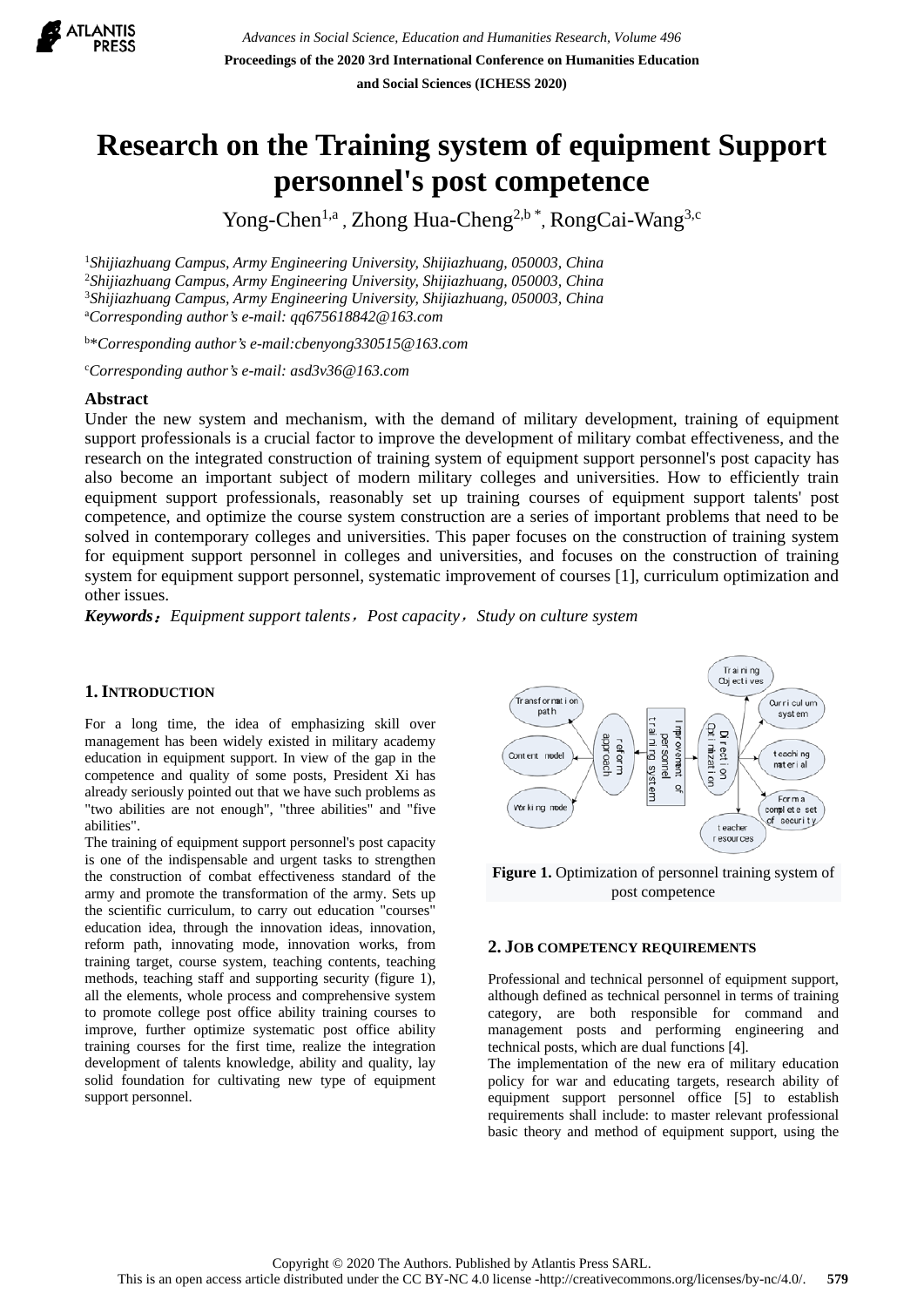# Research on the Training system of equipment Support personnel's post competence

Yong-Chen[1,a], Zhong Hua-Cheng[2,b *], RongCai-Wang[3,c]

[1]*Shijiazhuang Campus, Army Engineering University, Shijiazhuang, 050003, China*
[2]*Shijiazhuang Campus, Army Engineering University, Shijiazhuang, 050003, China*
[3]*Shijiazhuang Campus, Army Engineering University, Shijiazhuang, 050003, China*
[a]*Corresponding author's e-mail: qq675618842@163.com*

[b]**Corresponding author's e-mail:cbenyong330515@163.com*

[c]*Corresponding author's e-mail: asd3v36@163.com*

## Abstract

Under the new system and mechanism, with the demand of military development, training of equipment support professionals is a crucial factor to improve the development of military combat effectiveness, and the research on the integrated construction of training system of equipment support personnel's post capacity has also become an important subject of modern military colleges and universities. How to efficiently train equipment support professionals, reasonably set up training courses of equipment support talents' post competence, and optimize the course system construction are a series of important problems that need to be solved in contemporary colleges and universities. This paper focuses on the construction of training system for equipment support personnel in colleges and universities, and focuses on the construction of training system for equipment support personnel, systematic improvement of courses [1], curriculum optimization and other issues.

***Keywords：****Equipment support talents，Post capacity，Study on culture system*

## 1. INTRODUCTION

For a long time, the idea of emphasizing skill over management has been widely existed in military academy education in equipment support. In view of the gap in the competence and quality of some posts, President Xi has already seriously pointed out that we have such problems as "two abilities are not enough", "three abilities" and "five abilities".

The training of equipment support personnel's post capacity is one of the indispensable and urgent tasks to strengthen the construction of combat effectiveness standard of the army and promote the transformation of the army. Sets up the scientific curriculum, to carry out education "courses" education idea, through the innovation ideas, innovation, reform path, innovating mode, innovation works, from training target, course system, teaching contents, teaching methods, teaching staff and supporting security (figure 1), all the elements, whole process and comprehensive system to promote college post office ability training courses to improve, further optimize systematic post office ability training courses for the first time, realize the integration development of talents knowledge, ability and quality, lay solid foundation for cultivating new type of equipment support personnel.

**Figure 1.** Optimization of personnel training system of post competence

## 2. JOB COMPETENCY REQUIREMENTS

Professional and technical personnel of equipment support, although defined as technical personnel in terms of training category, are both responsible for command and management posts and performing engineering and technical posts, which are dual functions [4].

The implementation of the new era of military education policy for war and educating targets, research ability of equipment support personnel office [5] to establish requirements shall include: to master relevant professional basic theory and method of equipment support, using the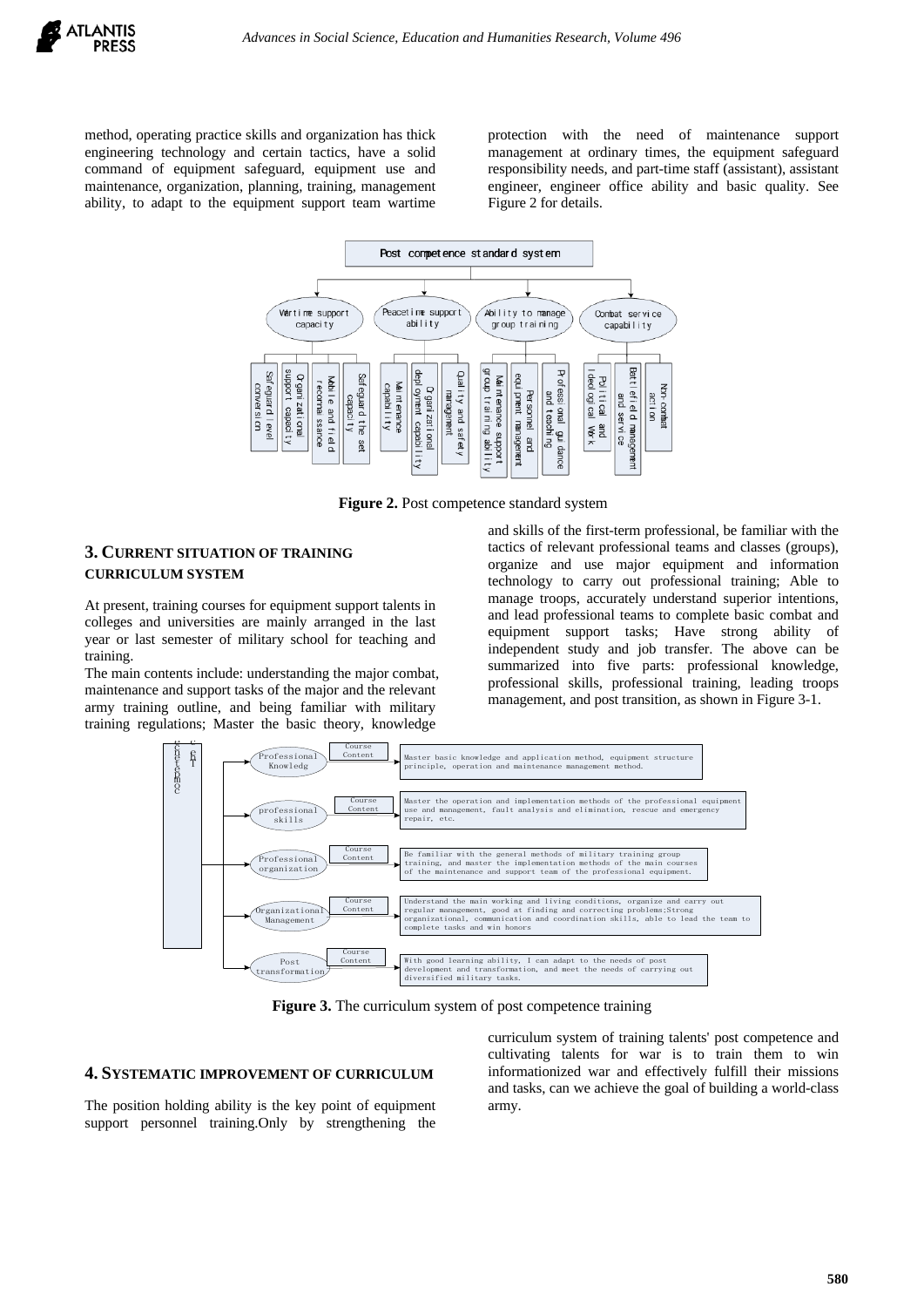method, operating practice skills and organization has thick engineering technology and certain tactics, have a solid command of equipment safeguard, equipment use and maintenance, organization, planning, training, management ability, to adapt to the equipment support team wartime protection with the need of maintenance support management at ordinary times, the equipment safeguard responsibility needs, and part-time staff (assistant), assistant engineer, engineer office ability and basic quality. See Figure 2 for details.

**Figure 2.** Post competence standard system

## 3. CURRENT SITUATION OF TRAINING CURRICULUM SYSTEM

At present, training courses for equipment support talents in colleges and universities are mainly arranged in the last year or last semester of military school for teaching and training.

The main contents include: understanding the major combat, maintenance and support tasks of the major and the relevant army training outline, and being familiar with military training regulations; Master the basic theory, knowledge and skills of the first-term professional, be familiar with the tactics of relevant professional teams and classes (groups), organize and use major equipment and information technology to carry out professional training; Able to manage troops, accurately understand superior intentions, and lead professional teams to complete basic combat and equipment support tasks; Have strong ability of independent study and job transfer. The above can be summarized into five parts: professional knowledge, professional skills, professional training, leading troops management, and post transition, as shown in Figure 3-1.

**Figure 3.** The curriculum system of post competence training

## 4. SYSTEMATIC IMPROVEMENT OF CURRICULUM

The position holding ability is the key point of equipment support personnel training.Only by strengthening the curriculum system of training talents' post competence and cultivating talents for war is to train them to win informationized war and effectively fulfill their missions and tasks, can we achieve the goal of building a world-class army.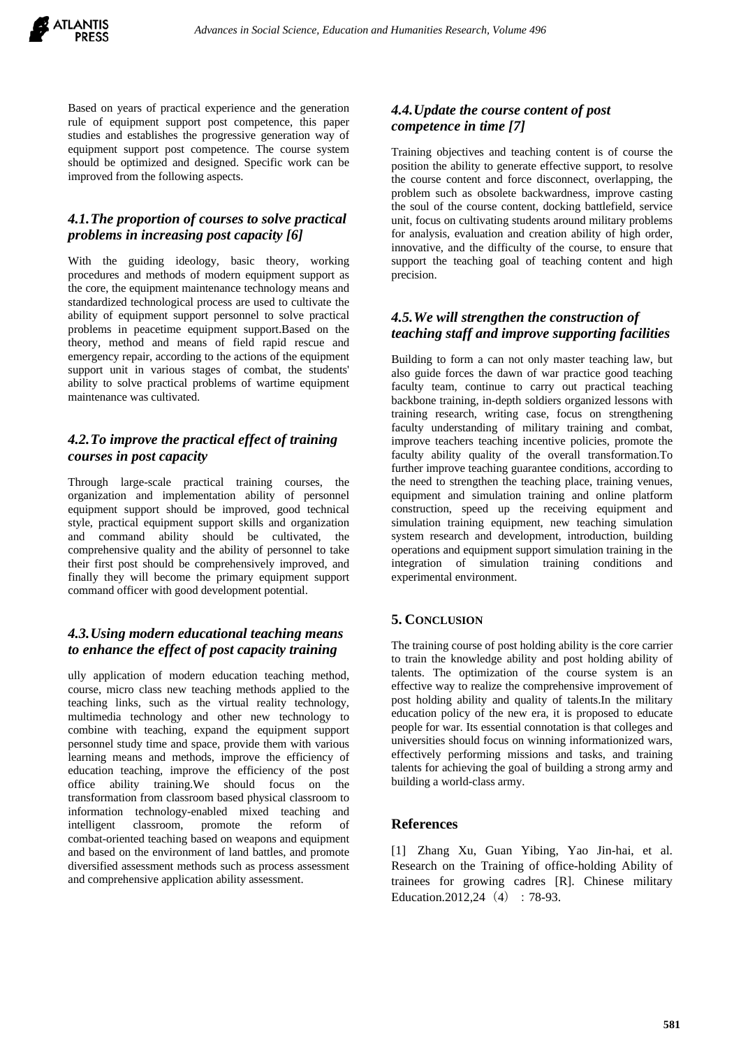Based on years of practical experience and the generation rule of equipment support post competence, this paper studies and establishes the progressive generation way of equipment support post competence. The course system should be optimized and designed. Specific work can be improved from the following aspects.

### *4.1.The proportion of courses to solve practical problems in increasing post capacity [6]*

With the guiding ideology, basic theory, working procedures and methods of modern equipment support as the core, the equipment maintenance technology means and standardized technological process are used to cultivate the ability of equipment support personnel to solve practical problems in peacetime equipment support.Based on the theory, method and means of field rapid rescue and emergency repair, according to the actions of the equipment support unit in various stages of combat, the students' ability to solve practical problems of wartime equipment maintenance was cultivated.

### *4.2.To improve the practical effect of training courses in post capacity*

Through large-scale practical training courses, the organization and implementation ability of personnel equipment support should be improved, good technical style, practical equipment support skills and organization and command ability should be cultivated, the comprehensive quality and the ability of personnel to take their first post should be comprehensively improved, and finally they will become the primary equipment support command officer with good development potential.

### *4.3.Using modern educational teaching means to enhance the effect of post capacity training*

ully application of modern education teaching method, course, micro class new teaching methods applied to the teaching links, such as the virtual reality technology, multimedia technology and other new technology to combine with teaching, expand the equipment support personnel study time and space, provide them with various learning means and methods, improve the efficiency of education teaching, improve the efficiency of the post office ability training.We should focus on the transformation from classroom based physical classroom to information technology-enabled mixed teaching and intelligent classroom, promote the reform of combat-oriented teaching based on weapons and equipment and based on the environment of land battles, and promote diversified assessment methods such as process assessment and comprehensive application ability assessment.

### *4.4.Update the course content of post competence in time [7]*

Training objectives and teaching content is of course the position the ability to generate effective support, to resolve the course content and force disconnect, overlapping, the problem such as obsolete backwardness, improve casting the soul of the course content, docking battlefield, service unit, focus on cultivating students around military problems for analysis, evaluation and creation ability of high order, innovative, and the difficulty of the course, to ensure that support the teaching goal of teaching content and high precision.

### *4.5.We will strengthen the construction of teaching staff and improve supporting facilities*

Building to form a can not only master teaching law, but also guide forces the dawn of war practice good teaching faculty team, continue to carry out practical teaching backbone training, in-depth soldiers organized lessons with training research, writing case, focus on strengthening faculty understanding of military training and combat, improve teachers teaching incentive policies, promote the faculty ability quality of the overall transformation.To further improve teaching guarantee conditions, according to the need to strengthen the teaching place, training venues, equipment and simulation training and online platform construction, speed up the receiving equipment and simulation training equipment, new teaching simulation system research and development, introduction, building operations and equipment support simulation training in the integration of simulation training conditions and experimental environment.

## 5. CONCLUSION

The training course of post holding ability is the core carrier to train the knowledge ability and post holding ability of talents. The optimization of the course system is an effective way to realize the comprehensive improvement of post holding ability and quality of talents.In the military education policy of the new era, it is proposed to educate people for war. Its essential connotation is that colleges and universities should focus on winning informationized wars, effectively performing missions and tasks, and training talents for achieving the goal of building a strong army and building a world-class army.

## References

[1] Zhang Xu, Guan Yibing, Yao Jin-hai, et al. Research on the Training of office-holding Ability of trainees for growing cadres [R]. Chinese military Education.2012,24（4）: 78-93.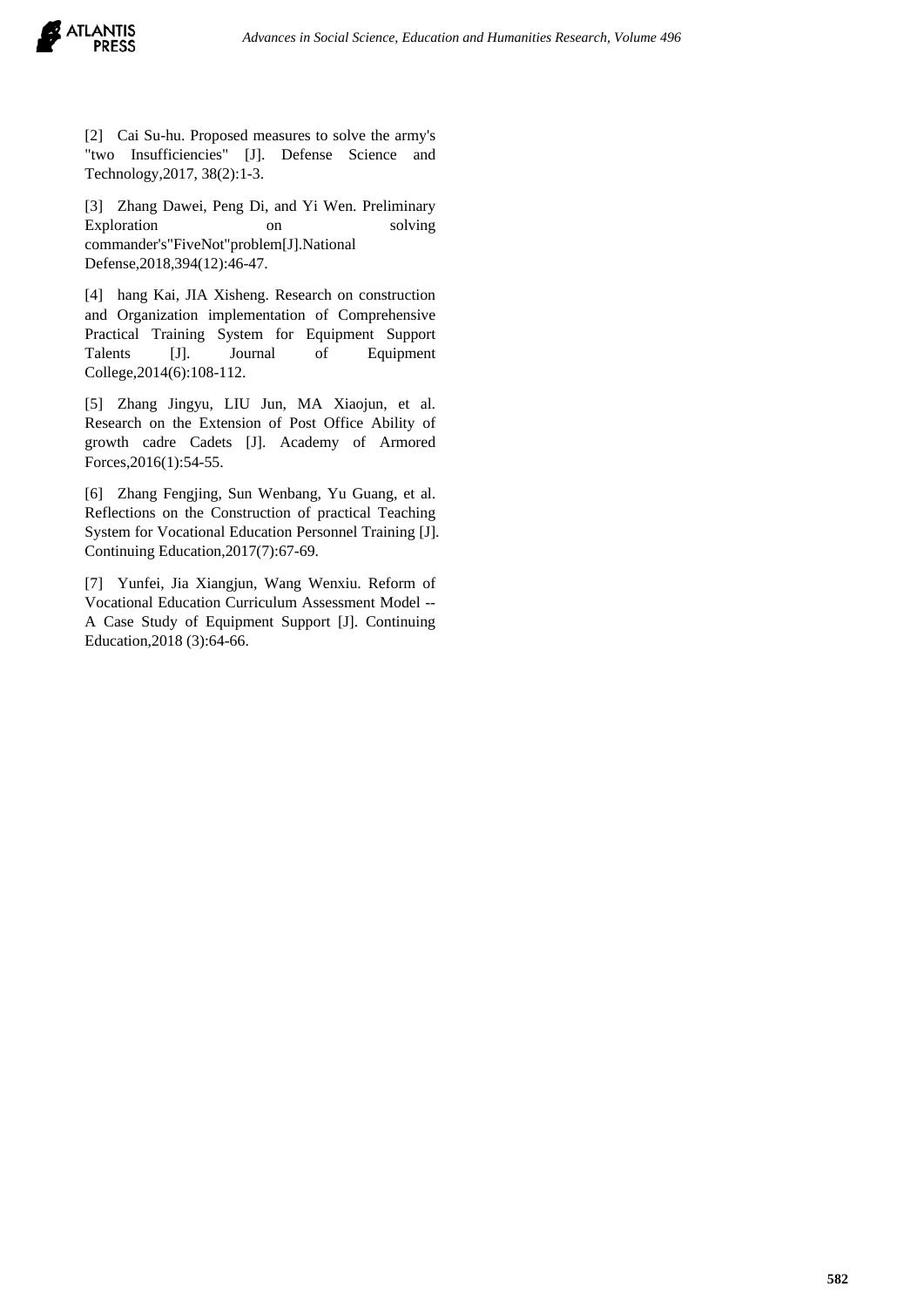[2] Cai Su-hu. Proposed measures to solve the army's "two Insufficiencies" [J]. Defense Science and Technology,2017, 38(2):1-3.

[3] Zhang Dawei, Peng Di, and Yi Wen. Preliminary Exploration on solving commander's"FiveNot"problem[J].National Defense,2018,394(12):46-47.

[4] hang Kai, JIA Xisheng. Research on construction and Organization implementation of Comprehensive Practical Training System for Equipment Support Talents [J]. Journal of Equipment College,2014(6):108-112.

[5] Zhang Jingyu, LIU Jun, MA Xiaojun, et al. Research on the Extension of Post Office Ability of growth cadre Cadets [J]. Academy of Armored Forces,2016(1):54-55.

[6] Zhang Fengjing, Sun Wenbang, Yu Guang, et al. Reflections on the Construction of practical Teaching System for Vocational Education Personnel Training [J]. Continuing Education,2017(7):67-69.

[7] Yunfei, Jia Xiangjun, Wang Wenxiu. Reform of Vocational Education Curriculum Assessment Model -- A Case Study of Equipment Support [J]. Continuing Education,2018 (3):64-66.